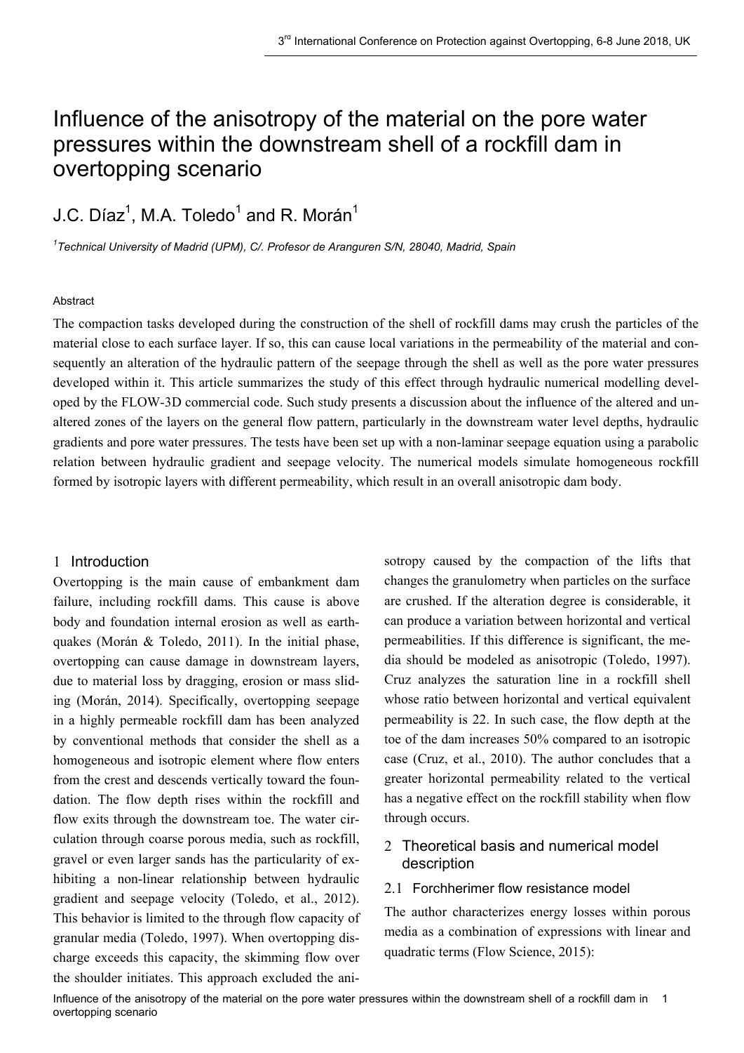# Influence of the anisotropy of the material on the pore water pressures within the downstream shell of a rockfill dam in overtopping scenario

J.C. Díaz[1], M.A. Toledo[1] and R. Morán[1]

[1]*Technical University of Madrid (UPM), C/. Profesor de Aranguren S/N, 28040, Madrid, Spain*

### Abstract

The compaction tasks developed during the construction of the shell of rockfill dams may crush the particles of the material close to each surface layer. If so, this can cause local variations in the permeability of the material and consequently an alteration of the hydraulic pattern of the seepage through the shell as well as the pore water pressures developed within it. This article summarizes the study of this effect through hydraulic numerical modelling developed by the FLOW-3D commercial code. Such study presents a discussion about the influence of the altered and unaltered zones of the layers on the general flow pattern, particularly in the downstream water level depths, hydraulic gradients and pore water pressures. The tests have been set up with a non-laminar seepage equation using a parabolic relation between hydraulic gradient and seepage velocity. The numerical models simulate homogeneous rockfill formed by isotropic layers with different permeability, which result in an overall anisotropic dam body.

## 1 Introduction

Overtopping is the main cause of embankment dam failure, including rockfill dams. This cause is above body and foundation internal erosion as well as earthquakes (Morán & Toledo, 2011). In the initial phase, overtopping can cause damage in downstream layers, due to material loss by dragging, erosion or mass sliding (Morán, 2014). Specifically, overtopping seepage in a highly permeable rockfill dam has been analyzed by conventional methods that consider the shell as a homogeneous and isotropic element where flow enters from the crest and descends vertically toward the foundation. The flow depth rises within the rockfill and flow exits through the downstream toe. The water circulation through coarse porous media, such as rockfill, gravel or even larger sands has the particularity of exhibiting a non-linear relationship between hydraulic gradient and seepage velocity (Toledo, et al., 2012). This behavior is limited to the through flow capacity of granular media (Toledo, 1997). When overtopping discharge exceeds this capacity, the skimming flow over the shoulder initiates. This approach excluded the anisotropy caused by the compaction of the lifts that changes the granulometry when particles on the surface are crushed. If the alteration degree is considerable, it can produce a variation between horizontal and vertical permeabilities. If this difference is significant, the media should be modeled as anisotropic (Toledo, 1997). Cruz analyzes the saturation line in a rockfill shell whose ratio between horizontal and vertical equivalent permeability is 22. In such case, the flow depth at the toe of the dam increases 50% compared to an isotropic case (Cruz, et al., 2010). The author concludes that a greater horizontal permeability related to the vertical has a negative effect on the rockfill stability when flow through occurs.

## 2 Theoretical basis and numerical model description

### 2.1 Forchherimer flow resistance model

The author characterizes energy losses within porous media as a combination of expressions with linear and quadratic terms (Flow Science, 2015):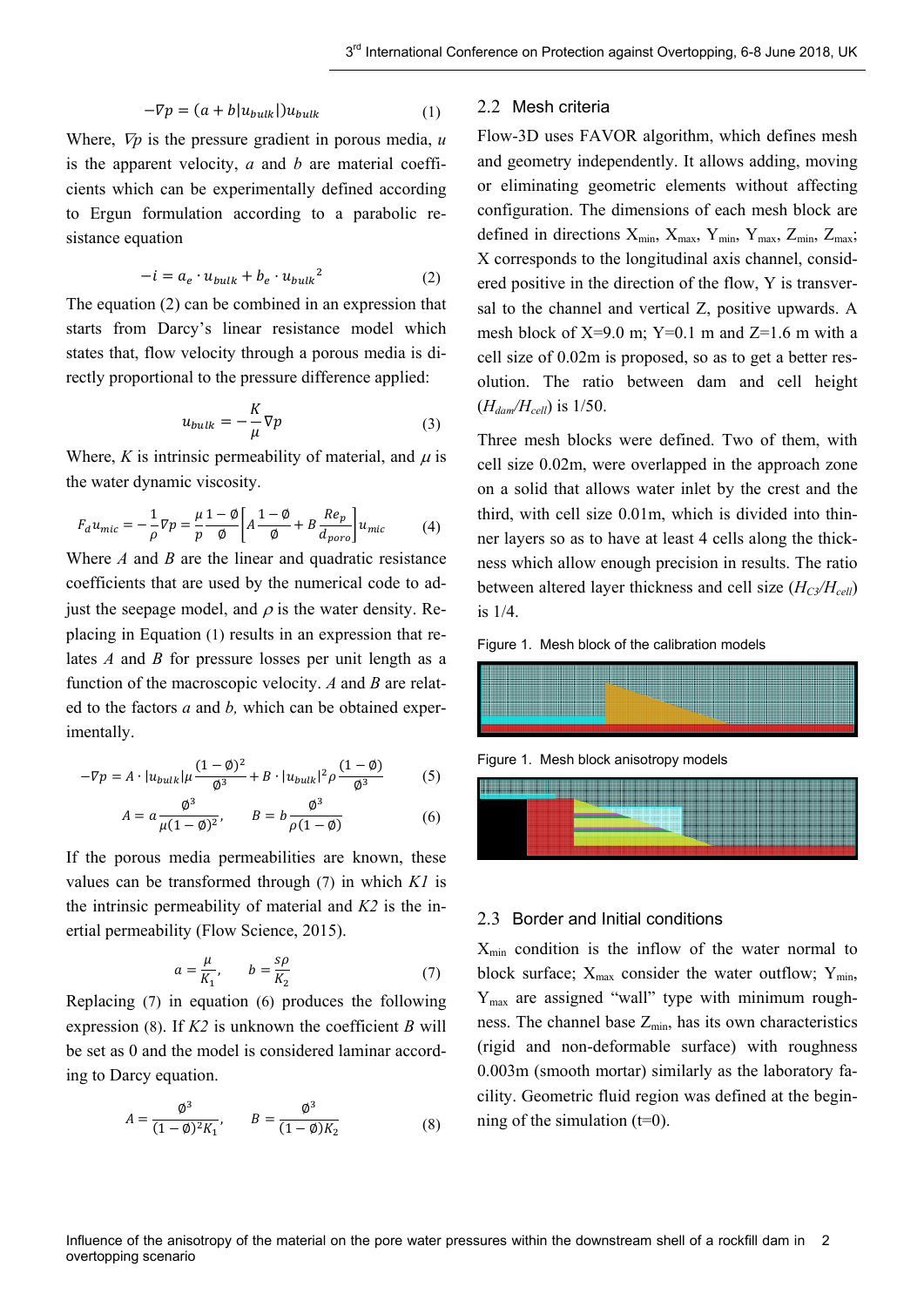$$-\nabla p = (a + b|u_{bulk}|)u_{bulk} \quad (1)$$

Where, $\nabla p$ is the pressure gradient in porous media, $u$ is the apparent velocity, $a$ and $b$ are material coefficients which can be experimentally defined according to Ergun formulation according to a parabolic resistance equation

$$-i = a_e \cdot u_{bulk} + b_e \cdot u_{bulk}{}^2 \quad (2)$$

The equation (2) can be combined in an expression that starts from Darcy's linear resistance model which states that, flow velocity through a porous media is directly proportional to the pressure difference applied:

$$u_{bulk} = -\frac{K}{\mu}\nabla p \quad (3)$$

Where, $K$ is intrinsic permeability of material, and $\mu$ is the water dynamic viscosity.

$$F_d u_{mic} = -\frac{1}{\rho}\nabla p = \frac{\mu}{p}\frac{1-\emptyset}{\emptyset}\left[A\frac{1-\emptyset}{\emptyset} + B\frac{Re_p}{d_{poro}}\right]u_{mic} \quad (4)$$

Where $A$ and $B$ are the linear and quadratic resistance coefficients that are used by the numerical code to adjust the seepage model, and $\rho$ is the water density. Replacing in Equation (1) results in an expression that relates $A$ and $B$ for pressure losses per unit length as a function of the macroscopic velocity. $A$ and $B$ are related to the factors $a$ and $b$, which can be obtained experimentally.

$$-\nabla p = A \cdot |u_{bulk}|\mu\frac{(1-\emptyset)^2}{\emptyset^3} + B \cdot |u_{bulk}|^2 \rho\frac{(1-\emptyset)}{\emptyset^3} \quad (5)$$

$$A = a\frac{\emptyset^3}{\mu(1-\emptyset)^2}, \qquad B = b\frac{\emptyset^3}{\rho(1-\emptyset)} \quad (6)$$

If the porous media permeabilities are known, these values can be transformed through (7) in which $K1$ is the intrinsic permeability of material and $K2$ is the inertial permeability (Flow Science, 2015).

$$a = \frac{\mu}{K_1}, \qquad b = \frac{s\rho}{K_2} \quad (7)$$

Replacing (7) in equation (6) produces the following expression (8). If $K2$ is unknown the coefficient $B$ will be set as 0 and the model is considered laminar according to Darcy equation.

$$A = \frac{\emptyset^3}{(1-\emptyset)^2 K_1}, \qquad B = \frac{\emptyset^3}{(1-\emptyset)K_2} \quad (8)$$

## 2.2 Mesh criteria

Flow-3D uses FAVOR algorithm, which defines mesh and geometry independently. It allows adding, moving or eliminating geometric elements without affecting configuration. The dimensions of each mesh block are defined in directions $X_{min}$, $X_{max}$, $Y_{min}$, $Y_{max}$, $Z_{min}$, $Z_{max}$; X corresponds to the longitudinal axis channel, considered positive in the direction of the flow, Y is transversal to the channel and vertical Z, positive upwards. A mesh block of X=9.0 m; Y=0.1 m and Z=1.6 m with a cell size of 0.02m is proposed, so as to get a better resolution. The ratio between dam and cell height ($H_{dam}/H_{cell}$) is 1/50.

Three mesh blocks were defined. Two of them, with cell size 0.02m, were overlapped in the approach zone on a solid that allows water inlet by the crest and the third, with cell size 0.01m, which is divided into thinner layers so as to have at least 4 cells along the thickness which allow enough precision in results. The ratio between altered layer thickness and cell size ($H_{C3}/H_{cell}$) is 1/4.

Figure 1. Mesh block of the calibration models

Figure 1. Mesh block anisotropy models

## 2.3 Border and Initial conditions

$X_{min}$ condition is the inflow of the water normal to block surface; $X_{max}$ consider the water outflow; $Y_{min}$, $Y_{max}$ are assigned "wall" type with minimum roughness. The channel base $Z_{min}$, has its own characteristics (rigid and non-deformable surface) with roughness 0.003m (smooth mortar) similarly as the laboratory facility. Geometric fluid region was defined at the beginning of the simulation (t=0).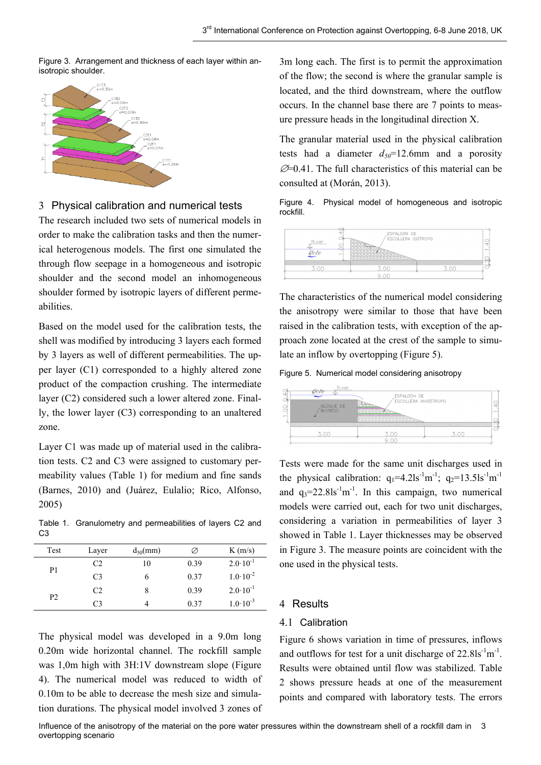Figure 3. Arrangement and thickness of each layer within anisotropic shoulder.

## 3 Physical calibration and numerical tests

The research included two sets of numerical models in order to make the calibration tasks and then the numerical heterogenous models. The first one simulated the through flow seepage in a homogeneous and isotropic shoulder and the second model an inhomogeneous shoulder formed by isotropic layers of different permeabilities.

Based on the model used for the calibration tests, the shell was modified by introducing 3 layers each formed by 3 layers as well of different permeabilities. The upper layer (C1) corresponded to a highly altered zone product of the compaction crushing. The intermediate layer (C2) considered such a lower altered zone. Finally, the lower layer (C3) corresponding to an unaltered zone.

Layer C1 was made up of material used in the calibration tests. C2 and C3 were assigned to customary permeability values (Table 1) for medium and fine sands (Barnes, 2010) and (Juárez, Eulalio; Rico, Alfonso, 2005)

Table 1. Granulometry and permeabilities of layers C2 and C3

| Test | Layer | $d_{50}$(mm) | ∅ | K (m/s) |
|---|---|---|---|---|
| P1 | C2 | 10 | 0.39 | $2.0 \cdot 10^{-1}$ |
| | C3 | 6 | 0.37 | $1.0 \cdot 10^{-2}$ |
| P2 | C2 | 8 | 0.39 | $2.0 \cdot 10^{-1}$ |
| | C3 | 4 | 0.37 | $1.0 \cdot 10^{-3}$ |

The physical model was developed in a 9.0m long 0.20m wide horizontal channel. The rockfill sample was 1,0m high with 3H:1V downstream slope (Figure 4). The numerical model was reduced to width of 0.10m to be able to decrease the mesh size and simulation durations. The physical model involved 3 zones of 3m long each. The first is to permit the approximation of the flow; the second is where the granular sample is located, and the third downstream, where the outflow occurs. In the channel base there are 7 points to measure pressure heads in the longitudinal direction X.

The granular material used in the physical calibration tests had a diameter $d_{50}$=12.6mm and a porosity ∅=0.41. The full characteristics of this material can be consulted at (Morán, 2013).

Figure 4. Physical model of homogeneous and isotropic rockfill.

The characteristics of the numerical model considering the anisotropy were similar to those that have been raised in the calibration tests, with exception of the approach zone located at the crest of the sample to simulate an inflow by overtopping (Figure 5).

Figure 5. Numerical model considering anisotropy

Tests were made for the same unit discharges used in the physical calibration: $q_1$=4.2ls$^{-1}$m$^{-1}$; $q_2$=13.5ls$^{-1}$m$^{-1}$ and $q_3$=22.8ls$^{-1}$m$^{-1}$. In this campaign, two numerical models were carried out, each for two unit discharges, considering a variation in permeabilities of layer 3 showed in Table 1. Layer thicknesses may be observed in Figure 3. The measure points are coincident with the one used in the physical tests.

## 4 Results

### 4.1 Calibration

Figure 6 shows variation in time of pressures, inflows and outflows for test for a unit discharge of 22.8ls$^{-1}$m$^{-1}$. Results were obtained until flow was stabilized. Table 2 shows pressure heads at one of the measurement points and compared with laboratory tests. The errors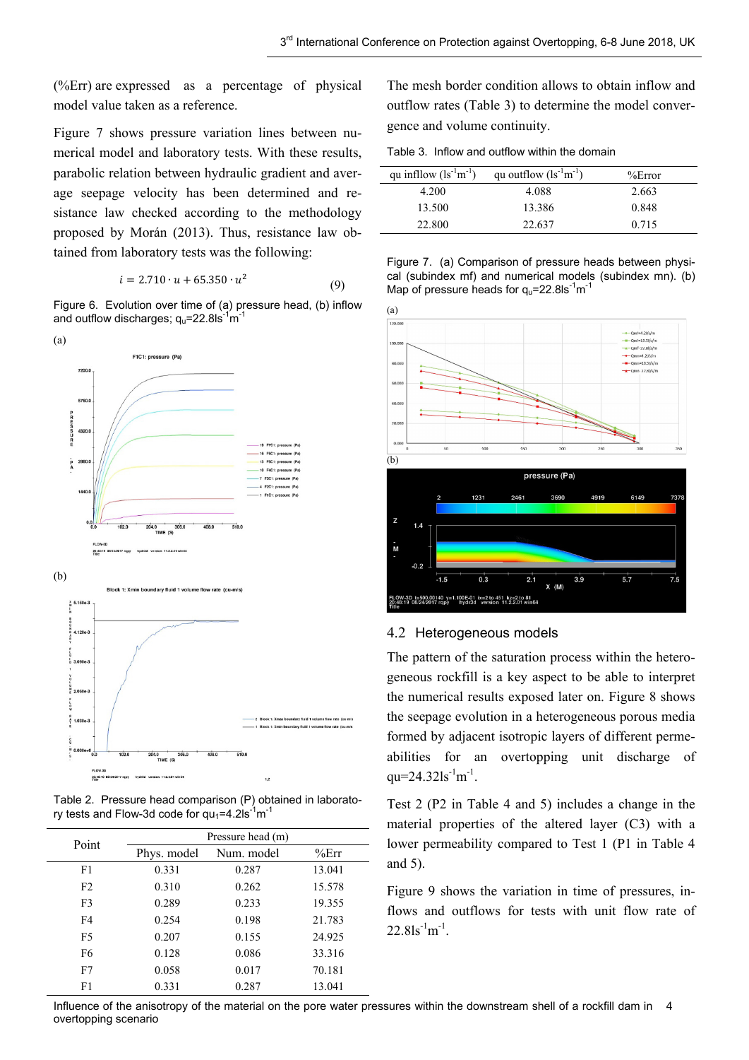(%Err) are expressed as a percentage of physical model value taken as a reference.

Figure 7 shows pressure variation lines between numerical model and laboratory tests. With these results, parabolic relation between hydraulic gradient and average seepage velocity has been determined and resistance law checked according to the methodology proposed by Morán (2013). Thus, resistance law obtained from laboratory tests was the following:

$$i = 2.710 \cdot u + 65.350 \cdot u^2 \quad (9)$$

Figure 6. Evolution over time of (a) pressure head, (b) inflow and outflow discharges; $q_u$=22.8ls$^{-1}$m$^{-1}$

Table 2. Pressure head comparison (P) obtained in laboratory tests and Flow-3d code for $q_u$=4.2ls$^{-1}$m$^{-1}$

| Point | Pressure head (m) | | |
|---|---|---|---|
| | Phys. model | Num. model | %Err |
| F1 | 0.331 | 0.287 | 13.041 |
| F2 | 0.310 | 0.262 | 15.578 |
| F3 | 0.289 | 0.233 | 19.355 |
| F4 | 0.254 | 0.198 | 21.783 |
| F5 | 0.207 | 0.155 | 24.925 |
| F6 | 0.128 | 0.086 | 33.316 |
| F7 | 0.058 | 0.017 | 70.181 |
| F1 | 0.331 | 0.287 | 13.041 |

The mesh border condition allows to obtain inflow and outflow rates (Table 3) to determine the model convergence and volume continuity.

Table 3. Inflow and outflow within the domain

| qu inflow (ls$^{-1}$m$^{-1}$) | qu outflow (ls$^{-1}$m$^{-1}$) | %Error |
|---|---|---|
| 4.200 | 4.088 | 2.663 |
| 13.500 | 13.386 | 0.848 |
| 22.800 | 22.637 | 0.715 |

Figure 7. (a) Comparison of pressure heads between physical (subindex mf) and numerical models (subindex mn). (b) Map of pressure heads for $q_u$=22.8ls$^{-1}$m$^{-1}$

## 4.2 Heterogeneous models

The pattern of the saturation process within the heterogeneous rockfill is a key aspect to be able to interpret the numerical results exposed later on. Figure 8 shows the seepage evolution in a heterogeneous porous media formed by adjacent isotropic layers of different permeabilities for overtopping unit discharge of qu=24.32ls$^{-1}$m$^{-1}$.

Test 2 (P2 in Table 4 and 5) includes a change in the material properties of the altered layer (C3) with a lower permeability compared to Test 1 (P1 in Table 4 and 5).

Figure 9 shows the variation in time of pressures, inflows and outflows for tests with unit flow rate of 22.8ls$^{-1}$m$^{-1}$.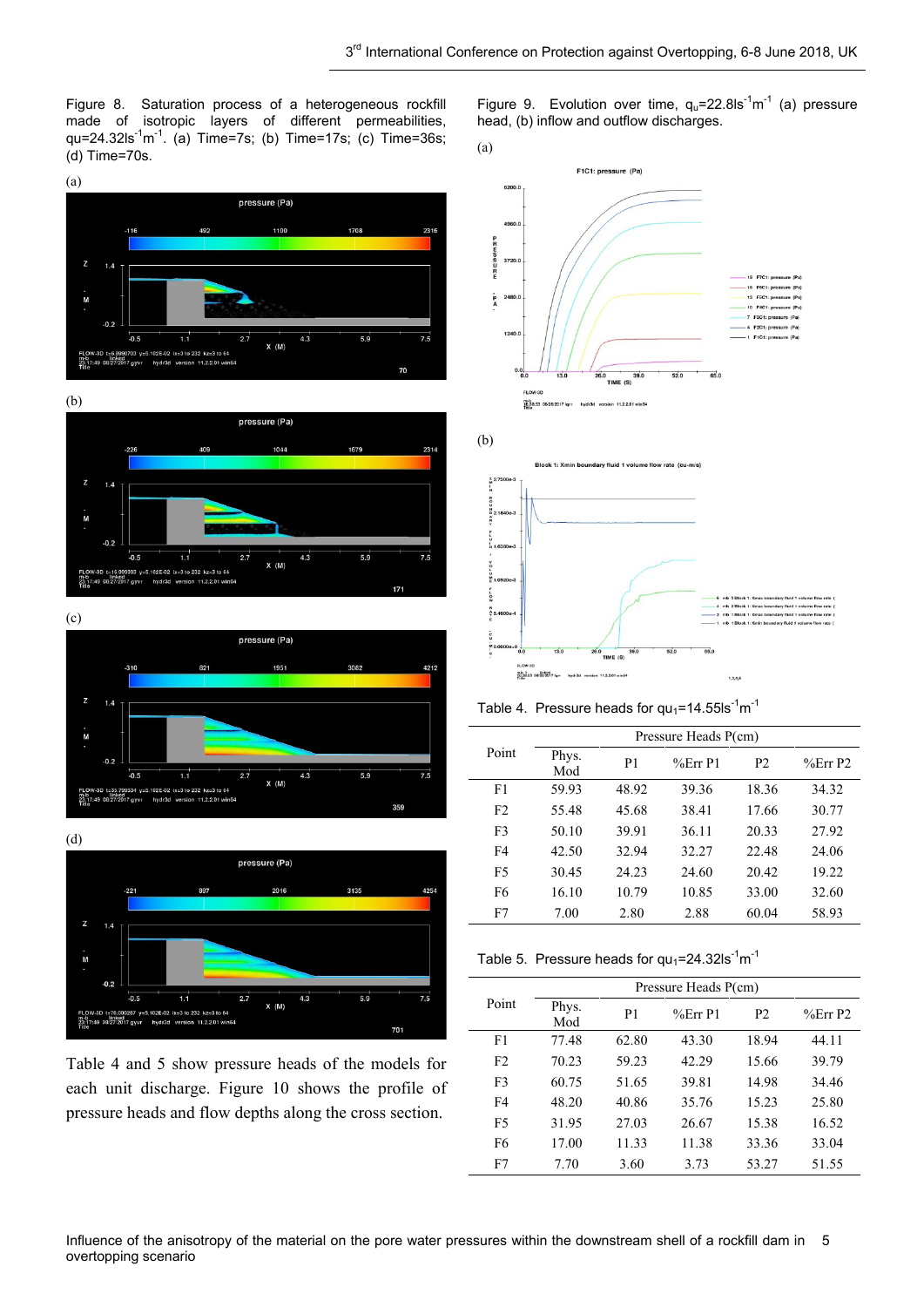Figure 8. Saturation process of a heterogeneous rockfill made of isotropic layers of different permeabilities, $q_u$=24.32ls$^{-1}$m$^{-1}$. (a) Time=7s; (b) Time=17s; (c) Time=36s; (d) Time=70s.

(a)

(b)

(c)

(d)

Table 4 and 5 show pressure heads of the models for each unit discharge. Figure 10 shows the profile of pressure heads and flow depths along the cross section.

Figure 9. Evolution over time, $q_u$=22.8ls$^{-1}$m$^{-1}$ (a) pressure head, (b) inflow and outflow discharges.

(a)

(b)

Table 4. Pressure heads for $qu_1$=14.55ls$^{-1}$m$^{-1}$

| Point | Pressure Heads P(cm) | | | | |
|---|---|---|---|---|---|
| | Phys. Mod | P1 | %Err P1 | P2 | %Err P2 |
| F1 | 59.93 | 48.92 | 39.36 | 18.36 | 34.32 |
| F2 | 55.48 | 45.68 | 38.41 | 17.66 | 30.77 |
| F3 | 50.10 | 39.91 | 36.11 | 20.33 | 27.92 |
| F4 | 42.50 | 32.94 | 32.27 | 22.48 | 24.06 |
| F5 | 30.45 | 24.23 | 24.60 | 20.42 | 19.22 |
| F6 | 16.10 | 10.79 | 10.85 | 33.00 | 32.60 |
| F7 | 7.00 | 2.80 | 2.88 | 60.04 | 58.93 |

Table 5. Pressure heads for $qu_1$=24.32ls$^{-1}$m$^{-1}$

| Point | Pressure Heads P(cm) | | | | |
|---|---|---|---|---|---|
| | Phys. Mod | P1 | %Err P1 | P2 | %Err P2 |
| F1 | 77.48 | 62.80 | 43.30 | 18.94 | 44.11 |
| F2 | 70.23 | 59.23 | 42.29 | 15.66 | 39.79 |
| F3 | 60.75 | 51.65 | 39.81 | 14.98 | 34.46 |
| F4 | 48.20 | 40.86 | 35.76 | 15.23 | 25.80 |
| F5 | 31.95 | 27.03 | 26.67 | 15.38 | 16.52 |
| F6 | 17.00 | 11.33 | 11.38 | 33.36 | 33.04 |
| F7 | 7.70 | 3.60 | 3.73 | 53.27 | 51.55 |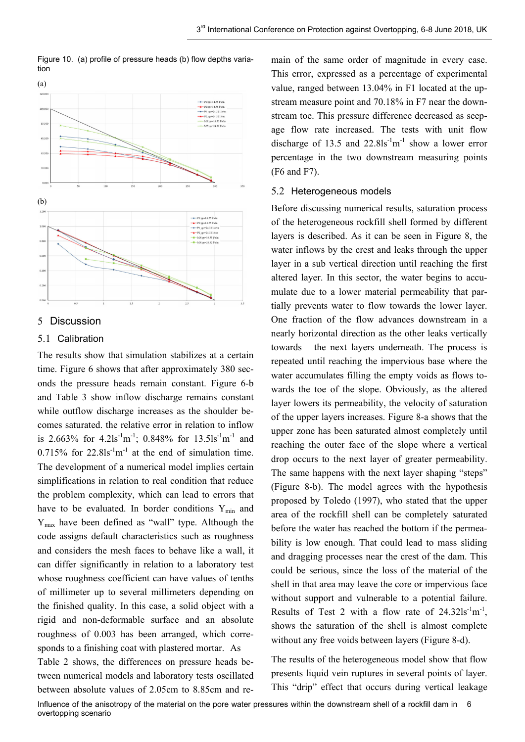Figure 10. (a) profile of pressure heads (b) flow depths variation

(a)

(b)

## 5 Discussion

### 5.1 Calibration

The results show that simulation stabilizes at a certain time. Figure 6 shows that after approximately 380 seconds the pressure heads remain constant. Figure 6-b and Table 3 show inflow discharge remains constant while outflow discharge increases as the shoulder becomes saturated. the relative error in relation to inflow is 2.663% for $4.2ls^{-1}m^{-1}$; 0.848% for $13.5ls^{-1}m^{-1}$ and 0.715% for $22.8ls^{-1}m^{-1}$ at the end of simulation time. The development of a numerical model implies certain simplifications in relation to real condition that reduce the problem complexity, which can lead to errors that have to be evaluated. In border conditions $Y_{min}$ and $Y_{max}$ have been defined as "wall" type. Although the code assigns default characteristics such as roughness and considers the mesh faces to behave like a wall, it can differ significantly in relation to a laboratory test whose roughness coefficient can have values of tenths of millimeter up to several millimeters depending on the finished quality. In this case, a solid object with a rigid and non-deformable surface and an absolute roughness of 0.003 has been arranged, which corresponds to a finishing coat with plastered mortar. As Table 2 shows, the differences on pressure heads between numerical models and laboratory tests oscillated between absolute values of 2.05cm to 8.85cm and remain of the same order of magnitude in every case. This error, expressed as a percentage of experimental value, ranged between 13.04% in F1 located at the upstream measure point and 70.18% in F7 near the downstream toe. This pressure difference decreased as seepage flow rate increased. The tests with unit flow discharge of 13.5 and $22.8ls^{-1}m^{-1}$ show a lower error percentage in the two downstream measuring points (F6 and F7).

### 5.2 Heterogeneous models

Before discussing numerical results, saturation process of the heterogeneous rockfill shell formed by different layers is described. As it can be seen in Figure 8, the water inflows by the crest and leaks through the upper layer in a sub vertical direction until reaching the first altered layer. In this sector, the water begins to accumulate due to a lower material permeability that partially prevents water to flow towards the lower layer. One fraction of the flow advances downstream in a nearly horizontal direction as the other leaks vertically towards the next layers underneath. The process is repeated until reaching the impervious base where the water accumulates filling the empty voids as flows towards the toe of the slope. Obviously, as the altered layer lowers its permeability, the velocity of saturation of the upper layers increases. Figure 8-a shows that the upper zone has been saturated almost completely until reaching the outer face of the slope where a vertical drop occurs to the next layer of greater permeability. The same happens with the next layer shaping "steps" (Figure 8-b). The model agrees with the hypothesis proposed by Toledo (1997), who stated that the upper area of the rockfill shell can be completely saturated before the water has reached the bottom if the permeability is low enough. That could lead to mass sliding and dragging processes near the crest of the dam. This could be serious, since the loss of the material of the shell in that area may leave the core or impervious face without support and vulnerable to a potential failure. Results of Test 2 with a flow rate of $24.32ls^{-1}m^{-1}$, shows the saturation of the shell is almost complete without any free voids between layers (Figure 8-d).

The results of the heterogeneous model show that flow presents liquid vein ruptures in several points of layer. This "drip" effect that occurs during vertical leakage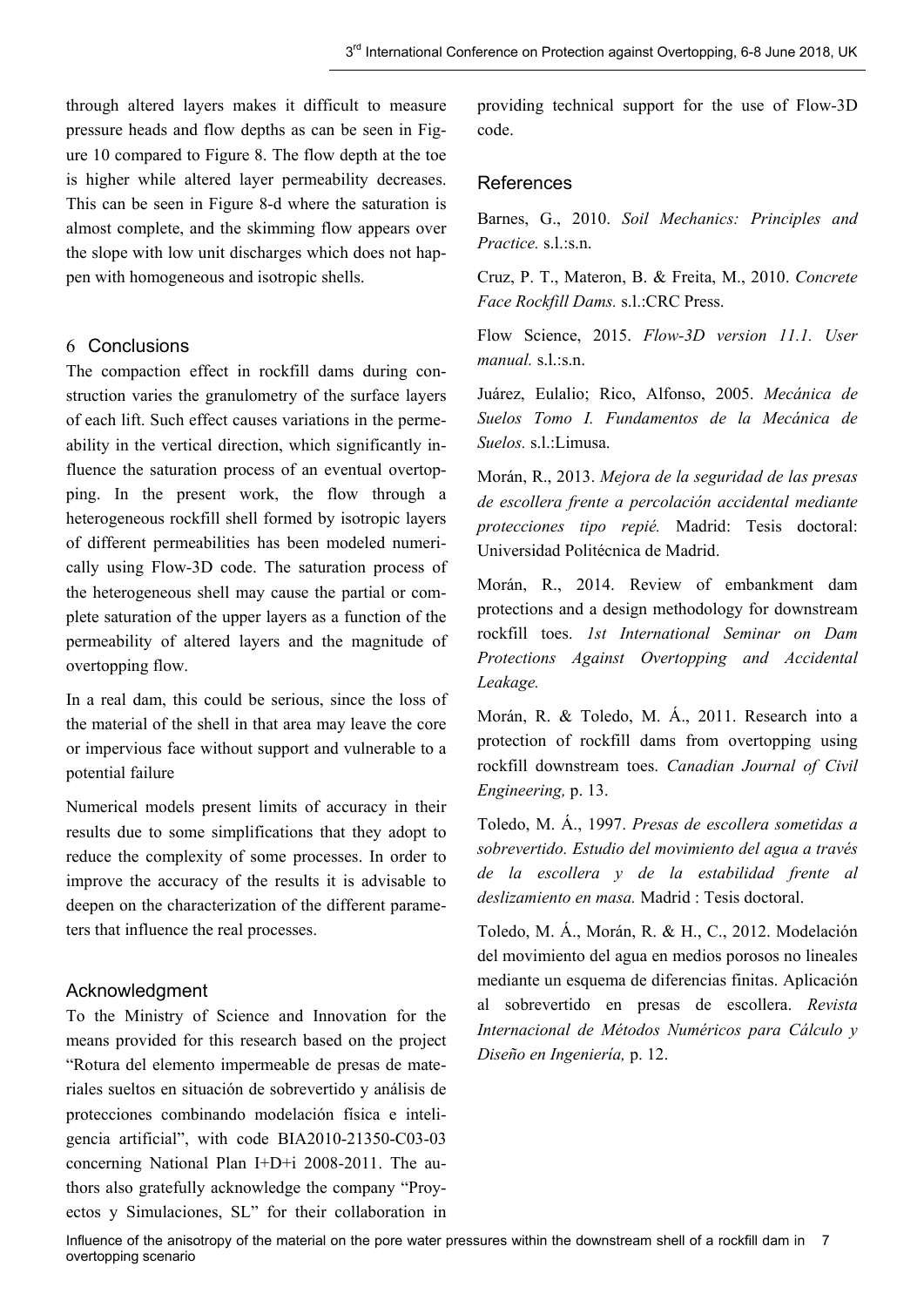through altered layers makes it difficult to measure pressure heads and flow depths as can be seen in Figure 10 compared to Figure 8. The flow depth at the toe is higher while altered layer permeability decreases. This can be seen in Figure 8-d where the saturation is almost complete, and the skimming flow appears over the slope with low unit discharges which does not happen with homogeneous and isotropic shells.

## 6 Conclusions

The compaction effect in rockfill dams during construction varies the granulometry of the surface layers of each lift. Such effect causes variations in the permeability in the vertical direction, which significantly influence the saturation process of an eventual overtopping. In the present work, the flow through a heterogeneous rockfill shell formed by isotropic layers of different permeabilities has been modeled numerically using Flow-3D code. The saturation process of the heterogeneous shell may cause the partial or complete saturation of the upper layers as a function of the permeability of altered layers and the magnitude of overtopping flow.

In a real dam, this could be serious, since the loss of the material of the shell in that area may leave the core or impervious face without support and vulnerable to a potential failure

Numerical models present limits of accuracy in their results due to some simplifications that they adopt to reduce the complexity of some processes. In order to improve the accuracy of the results it is advisable to deepen on the characterization of the different parameters that influence the real processes.

## Acknowledgment

To the Ministry of Science and Innovation for the means provided for this research based on the project "Rotura del elemento impermeable de presas de materiales sueltos en situación de sobrevertido y análisis de protecciones combinando modelación física e inteligencia artificial", with code BIA2010-21350-C03-03 concerning National Plan I+D+i 2008-2011. The authors also gratefully acknowledge the company "Proyectos y Simulaciones, SL" for their collaboration in providing technical support for the use of Flow-3D code.

## References

Barnes, G., 2010. *Soil Mechanics: Principles and Practice.* s.l.:s.n.

Cruz, P. T., Materon, B. & Freita, M., 2010. *Concrete Face Rockfill Dams.* s.l.:CRC Press.

Flow Science, 2015. *Flow-3D version 11.1. User manual.* s.l.:s.n.

Juárez, Eulalio; Rico, Alfonso, 2005. *Mecánica de Suelos Tomo I. Fundamentos de la Mecánica de Suelos.* s.l.:Limusa.

Morán, R., 2013. *Mejora de la seguridad de las presas de escollera frente a percolación accidental mediante protecciones tipo repié.* Madrid: Tesis doctoral: Universidad Politécnica de Madrid.

Morán, R., 2014. Review of embankment dam protections and a design methodology for downstream rockfill toes. *1st International Seminar on Dam Protections Against Overtopping and Accidental Leakage.*

Morán, R. & Toledo, M. Á., 2011. Research into a protection of rockfill dams from overtopping using rockfill downstream toes. *Canadian Journal of Civil Engineering,* p. 13.

Toledo, M. Á., 1997. *Presas de escollera sometidas a sobrevertido. Estudio del movimiento del agua a través de la escollera y de la estabilidad frente al deslizamiento en masa.* Madrid : Tesis doctoral.

Toledo, M. Á., Morán, R. & H., C., 2012. Modelación del movimiento del agua en medios porosos no lineales mediante un esquema de diferencias finitas. Aplicación al sobrevertido en presas de escollera. *Revista Internacional de Métodos Numéricos para Cálculo y Diseño en Ingeniería,* p. 12.